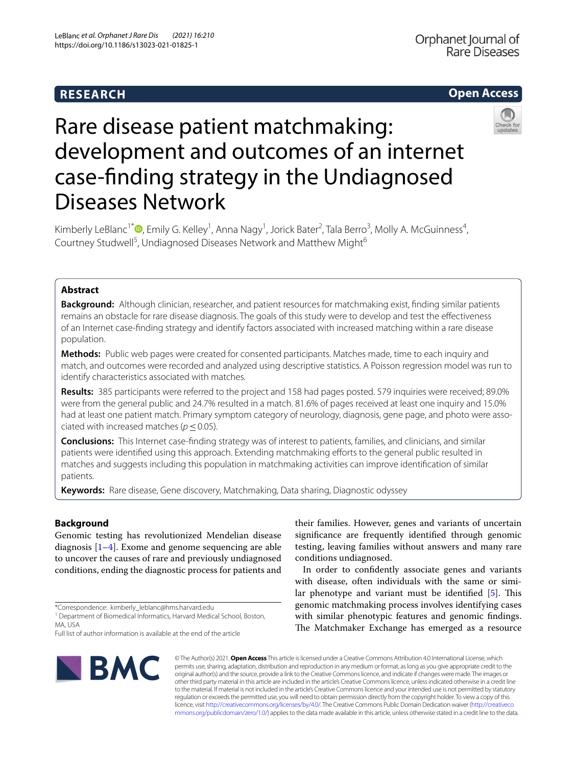RESEARCH

Open Access

# Rare disease patient matchmaking: development and outcomes of an internet case-finding strategy in the Undiagnosed Diseases Network

Kimberly LeBlanc[1*], Emily G. Kelley[1], Anna Nagy[1], Jorick Bater[2], Tala Berro[3], Molly A. McGuinness[4], Courtney Studwell[5], Undiagnosed Diseases Network and Matthew Might[6]

## Abstract

**Background:** Although clinician, researcher, and patient resources for matchmaking exist, finding similar patients remains an obstacle for rare disease diagnosis. The goals of this study were to develop and test the effectiveness of an Internet case-finding strategy and identify factors associated with increased matching within a rare disease population.

**Methods:** Public web pages were created for consented participants. Matches made, time to each inquiry and match, and outcomes were recorded and analyzed using descriptive statistics. A Poisson regression model was run to identify characteristics associated with matches.

**Results:** 385 participants were referred to the project and 158 had pages posted. 579 inquiries were received; 89.0% were from the general public and 24.7% resulted in a match. 81.6% of pages received at least one inquiry and 15.0% had at least one patient match. Primary symptom category of neurology, diagnosis, gene page, and photo were associated with increased matches ($p \leq 0.05$).

**Conclusions:** This Internet case-finding strategy was of interest to patients, families, and clinicians, and similar patients were identified using this approach. Extending matchmaking efforts to the general public resulted in matches and suggests including this population in matchmaking activities can improve identification of similar patients.

**Keywords:** Rare disease, Gene discovery, Matchmaking, Data sharing, Diagnostic odyssey

## Background

Genomic testing has revolutionized Mendelian disease diagnosis [1–4]. Exome and genome sequencing are able to uncover the causes of rare and previously undiagnosed conditions, ending the diagnostic process for patients and their families. However, genes and variants of uncertain significance are frequently identified through genomic testing, leaving families without answers and many rare conditions undiagnosed.

In order to confidently associate genes and variants with disease, often individuals with the same or similar phenotype and variant must be identified [5]. This genomic matchmaking process involves identifying cases with similar phenotypic features and genomic findings. The Matchmaker Exchange has emerged as a resource

*Correspondence: kimberly_leblanc@hms.harvard.edu
[1] Department of Biomedical Informatics, Harvard Medical School, Boston, MA, USA
Full list of author information is available at the end of the article

© The Author(s) 2021. **Open Access** This article is licensed under a Creative Commons Attribution 4.0 International License, which permits use, sharing, adaptation, distribution and reproduction in any medium or format, as long as you give appropriate credit to the original author(s) and the source, provide a link to the Creative Commons licence, and indicate if changes were made. The images or other third party material in this article are included in the article's Creative Commons licence, unless indicated otherwise in a credit line to the material. If material is not included in the article's Creative Commons licence and your intended use is not permitted by statutory regulation or exceeds the permitted use, you will need to obtain permission directly from the copyright holder. To view a copy of this licence, visit http://creativecommons.org/licenses/by/4.0/. The Creative Commons Public Domain Dedication waiver (http://creativecommons.org/publicdomain/zero/1.0/) applies to the data made available in this article, unless otherwise stated in a credit line to the data.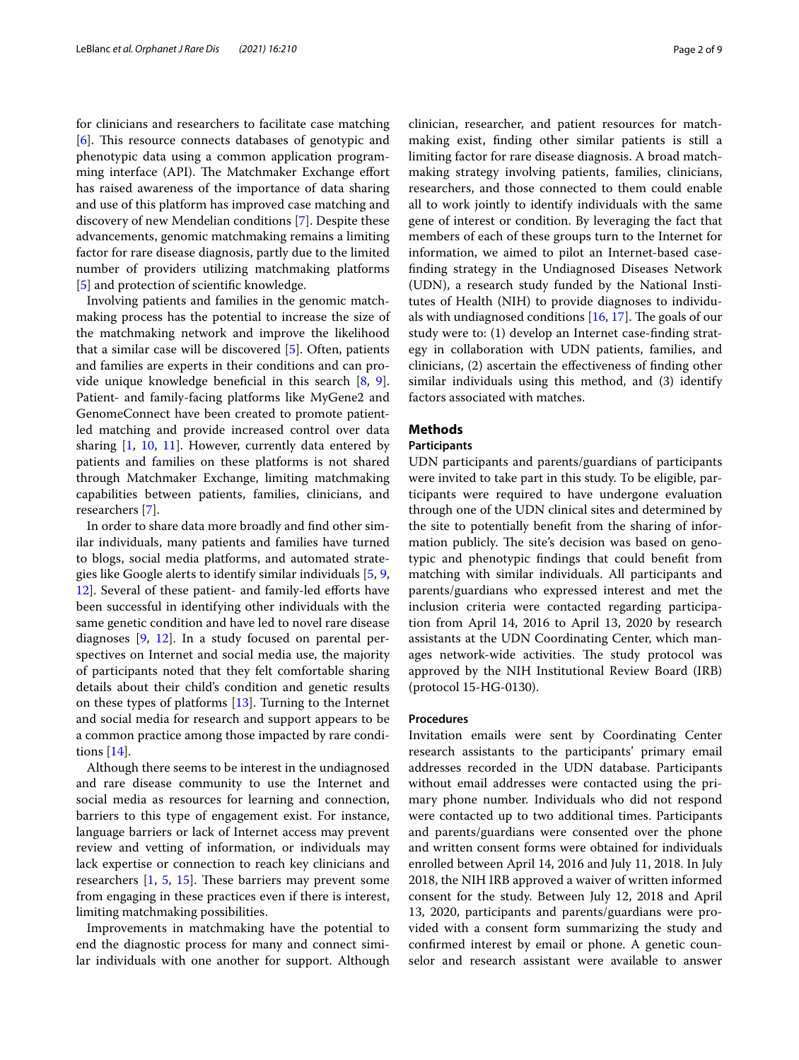for clinicians and researchers to facilitate case matching [6]. This resource connects databases of genotypic and phenotypic data using a common application programming interface (API). The Matchmaker Exchange effort has raised awareness of the importance of data sharing and use of this platform has improved case matching and discovery of new Mendelian conditions [7]. Despite these advancements, genomic matchmaking remains a limiting factor for rare disease diagnosis, partly due to the limited number of providers utilizing matchmaking platforms [5] and protection of scientific knowledge.

Involving patients and families in the genomic matchmaking process has the potential to increase the size of the matchmaking network and improve the likelihood that a similar case will be discovered [5]. Often, patients and families are experts in their conditions and can provide unique knowledge beneficial in this search [8, 9]. Patient- and family-facing platforms like MyGene2 and GenomeConnect have been created to promote patient-led matching and provide increased control over data sharing [1, 10, 11]. However, currently data entered by patients and families on these platforms is not shared through Matchmaker Exchange, limiting matchmaking capabilities between patients, families, clinicians, and researchers [7].

In order to share data more broadly and find other similar individuals, many patients and families have turned to blogs, social media platforms, and automated strategies like Google alerts to identify similar individuals [5, 9, 12]. Several of these patient- and family-led efforts have been successful in identifying other individuals with the same genetic condition and have led to novel rare disease diagnoses [9, 12]. In a study focused on parental perspectives on Internet and social media use, the majority of participants noted that they felt comfortable sharing details about their child's condition and genetic results on these types of platforms [13]. Turning to the Internet and social media for research and support appears to be a common practice among those impacted by rare conditions [14].

Although there seems to be interest in the undiagnosed and rare disease community to use the Internet and social media as resources for learning and connection, barriers to this type of engagement exist. For instance, language barriers or lack of Internet access may prevent review and vetting of information, or individuals may lack expertise or connection to reach key clinicians and researchers [1, 5, 15]. These barriers may prevent some from engaging in these practices even if there is interest, limiting matchmaking possibilities.

Improvements in matchmaking have the potential to end the diagnostic process for many and connect similar individuals with one another for support. Although clinician, researcher, and patient resources for matchmaking exist, finding other similar patients is still a limiting factor for rare disease diagnosis. A broad matchmaking strategy involving patients, families, clinicians, researchers, and those connected to them could enable all to work jointly to identify individuals with the same gene of interest or condition. By leveraging the fact that members of each of these groups turn to the Internet for information, we aimed to pilot an Internet-based case-finding strategy in the Undiagnosed Diseases Network (UDN), a research study funded by the National Institutes of Health (NIH) to provide diagnoses to individuals with undiagnosed conditions [16, 17]. The goals of our study were to: (1) develop an Internet case-finding strategy in collaboration with UDN patients, families, and clinicians, (2) ascertain the effectiveness of finding other similar individuals using this method, and (3) identify factors associated with matches.

## Methods

### Participants

UDN participants and parents/guardians of participants were invited to take part in this study. To be eligible, participants were required to have undergone evaluation through one of the UDN clinical sites and determined by the site to potentially benefit from the sharing of information publicly. The site's decision was based on genotypic and phenotypic findings that could benefit from matching with similar individuals. All participants and parents/guardians who expressed interest and met the inclusion criteria were contacted regarding participation from April 14, 2016 to April 13, 2020 by research assistants at the UDN Coordinating Center, which manages network-wide activities. The study protocol was approved by the NIH Institutional Review Board (IRB) (protocol 15-HG-0130).

### Procedures

Invitation emails were sent by Coordinating Center research assistants to the participants' primary email addresses recorded in the UDN database. Participants without email addresses were contacted using the primary phone number. Individuals who did not respond were contacted up to two additional times. Participants and parents/guardians were consented over the phone and written consent forms were obtained for individuals enrolled between April 14, 2016 and July 11, 2018. In July 2018, the NIH IRB approved a waiver of written informed consent for the study. Between July 12, 2018 and April 13, 2020, participants and parents/guardians were provided with a consent form summarizing the study and confirmed interest by email or phone. A genetic counselor and research assistant were available to answer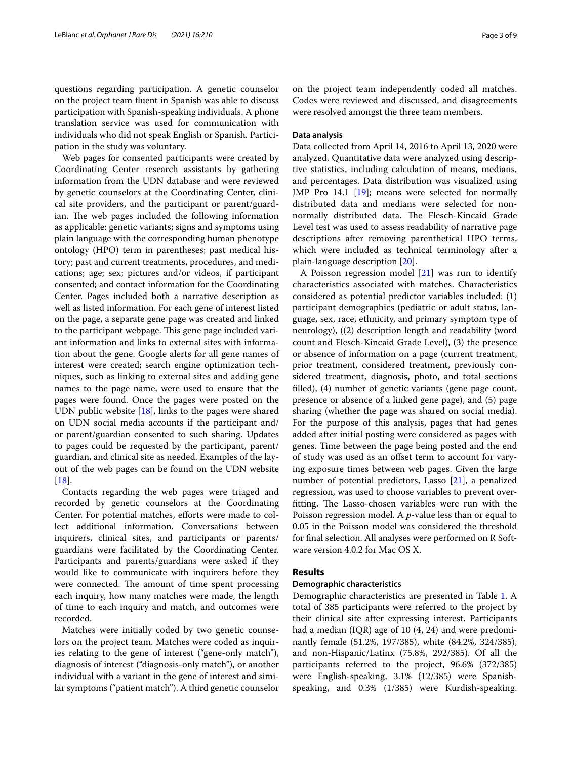questions regarding participation. A genetic counselor on the project team fluent in Spanish was able to discuss participation with Spanish-speaking individuals. A phone translation service was used for communication with individuals who did not speak English or Spanish. Participation in the study was voluntary.

Web pages for consented participants were created by Coordinating Center research assistants by gathering information from the UDN database and were reviewed by genetic counselors at the Coordinating Center, clinical site providers, and the participant or parent/guardian. The web pages included the following information as applicable: genetic variants; signs and symptoms using plain language with the corresponding human phenotype ontology (HPO) term in parentheses; past medical history; past and current treatments, procedures, and medications; age; sex; pictures and/or videos, if participant consented; and contact information for the Coordinating Center. Pages included both a narrative description as well as listed information. For each gene of interest listed on the page, a separate gene page was created and linked to the participant webpage. This gene page included variant information and links to external sites with information about the gene. Google alerts for all gene names of interest were created; search engine optimization techniques, such as linking to external sites and adding gene names to the page name, were used to ensure that the pages were found. Once the pages were posted on the UDN public website [18], links to the pages were shared on UDN social media accounts if the participant and/or parent/guardian consented to such sharing. Updates to pages could be requested by the participant, parent/guardian, and clinical site as needed. Examples of the layout of the web pages can be found on the UDN website [18].

Contacts regarding the web pages were triaged and recorded by genetic counselors at the Coordinating Center. For potential matches, efforts were made to collect additional information. Conversations between inquirers, clinical sites, and participants or parents/guardians were facilitated by the Coordinating Center. Participants and parents/guardians were asked if they would like to communicate with inquirers before they were connected. The amount of time spent processing each inquiry, how many matches were made, the length of time to each inquiry and match, and outcomes were recorded.

Matches were initially coded by two genetic counselors on the project team. Matches were coded as inquiries relating to the gene of interest ("gene-only match"), diagnosis of interest ("diagnosis-only match"), or another individual with a variant in the gene of interest and similar symptoms ("patient match"). A third genetic counselor on the project team independently coded all matches. Codes were reviewed and discussed, and disagreements were resolved amongst the three team members.

#### Data analysis

Data collected from April 14, 2016 to April 13, 2020 were analyzed. Quantitative data were analyzed using descriptive statistics, including calculation of means, medians, and percentages. Data distribution was visualized using JMP Pro 14.1 [19]; means were selected for normally distributed data and medians were selected for non-normally distributed data. The Flesch-Kincaid Grade Level test was used to assess readability of narrative page descriptions after removing parenthetical HPO terms, which were included as technical terminology after a plain-language description [20].

A Poisson regression model [21] was run to identify characteristics associated with matches. Characteristics considered as potential predictor variables included: (1) participant demographics (pediatric or adult status, language, sex, race, ethnicity, and primary symptom type of neurology), ((2) description length and readability (word count and Flesch-Kincaid Grade Level), (3) the presence or absence of information on a page (current treatment, prior treatment, considered treatment, previously considered treatment, diagnosis, photo, and total sections filled), (4) number of genetic variants (gene page count, presence or absence of a linked gene page), and (5) page sharing (whether the page was shared on social media). For the purpose of this analysis, pages that had genes added after initial posting were considered as pages with genes. Time between the page being posted and the end of study was used as an offset term to account for varying exposure times between web pages. Given the large number of potential predictors, Lasso [21], a penalized regression, was used to choose variables to prevent overfitting. The Lasso-chosen variables were run with the Poisson regression model. A *p*-value less than or equal to 0.05 in the Poisson model was considered the threshold for final selection. All analyses were performed on R Software version 4.0.2 for Mac OS X.

## Results

#### Demographic characteristics

Demographic characteristics are presented in Table 1. A total of 385 participants were referred to the project by their clinical site after expressing interest. Participants had a median (IQR) age of 10 (4, 24) and were predominantly female (51.2%, 197/385), white (84.2%, 324/385), and non-Hispanic/Latinx (75.8%, 292/385). Of all the participants referred to the project, 96.6% (372/385) were English-speaking, 3.1% (12/385) were Spanish-speaking, and 0.3% (1/385) were Kurdish-speaking.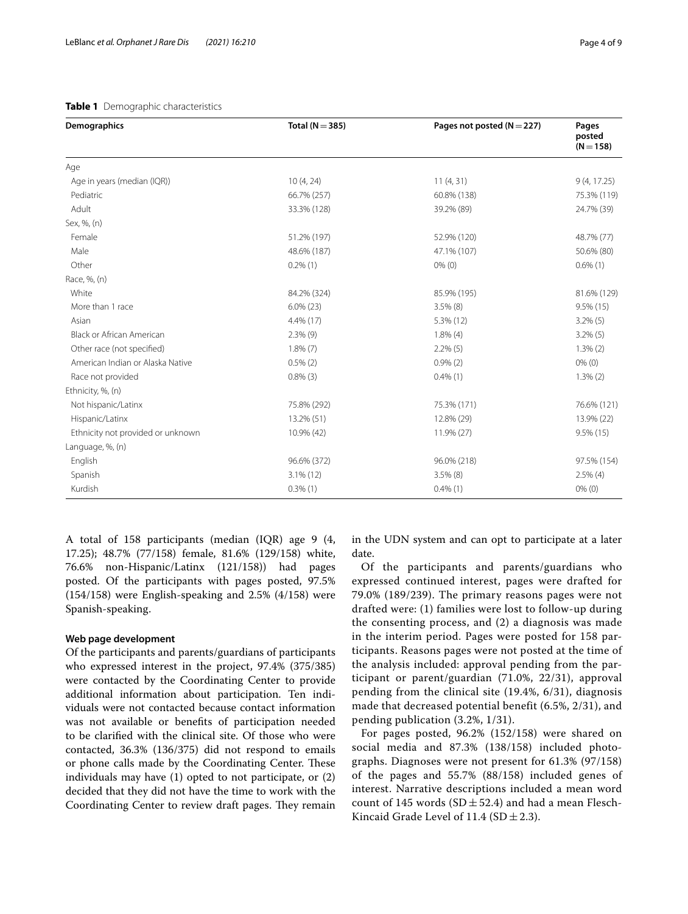**Table 1** Demographic characteristics

| Demographics | Total (N = 385) | Pages not posted (N = 227) | Pages posted (N = 158) |
|---|---|---|---|
| Age | | | |
| Age in years (median (IQR)) | 10 (4, 24) | 11 (4, 31) | 9 (4, 17.25) |
| Pediatric | 66.7% (257) | 60.8% (138) | 75.3% (119) |
| Adult | 33.3% (128) | 39.2% (89) | 24.7% (39) |
| Sex, %, (n) | | | |
| Female | 51.2% (197) | 52.9% (120) | 48.7% (77) |
| Male | 48.6% (187) | 47.1% (107) | 50.6% (80) |
| Other | 0.2% (1) | 0% (0) | 0.6% (1) |
| Race, %, (n) | | | |
| White | 84.2% (324) | 85.9% (195) | 81.6% (129) |
| More than 1 race | 6.0% (23) | 3.5% (8) | 9.5% (15) |
| Asian | 4.4% (17) | 5.3% (12) | 3.2% (5) |
| Black or African American | 2.3% (9) | 1.8% (4) | 3.2% (5) |
| Other race (not specified) | 1.8% (7) | 2.2% (5) | 1.3% (2) |
| American Indian or Alaska Native | 0.5% (2) | 0.9% (2) | 0% (0) |
| Race not provided | 0.8% (3) | 0.4% (1) | 1.3% (2) |
| Ethnicity, %, (n) | | | |
| Not hispanic/Latinx | 75.8% (292) | 75.3% (171) | 76.6% (121) |
| Hispanic/Latinx | 13.2% (51) | 12.8% (29) | 13.9% (22) |
| Ethnicity not provided or unknown | 10.9% (42) | 11.9% (27) | 9.5% (15) |
| Language, %, (n) | | | |
| English | 96.6% (372) | 96.0% (218) | 97.5% (154) |
| Spanish | 3.1% (12) | 3.5% (8) | 2.5% (4) |
| Kurdish | 0.3% (1) | 0.4% (1) | 0% (0) |

A total of 158 participants (median (IQR) age 9 (4, 17.25); 48.7% (77/158) female, 81.6% (129/158) white, 76.6% non-Hispanic/Latinx (121/158)) had pages posted. Of the participants with pages posted, 97.5% (154/158) were English-speaking and 2.5% (4/158) were Spanish-speaking.

### Web page development

Of the participants and parents/guardians of participants who expressed interest in the project, 97.4% (375/385) were contacted by the Coordinating Center to provide additional information about participation. Ten individuals were not contacted because contact information was not available or benefits of participation needed to be clarified with the clinical site. Of those who were contacted, 36.3% (136/375) did not respond to emails or phone calls made by the Coordinating Center. These individuals may have (1) opted to not participate, or (2) decided that they did not have the time to work with the Coordinating Center to review draft pages. They remain in the UDN system and can opt to participate at a later date.

Of the participants and parents/guardians who expressed continued interest, pages were drafted for 79.0% (189/239). The primary reasons pages were not drafted were: (1) families were lost to follow-up during the consenting process, and (2) a diagnosis was made in the interim period. Pages were posted for 158 participants. Reasons pages were not posted at the time of the analysis included: approval pending from the participant or parent/guardian (71.0%, 22/31), approval pending from the clinical site (19.4%, 6/31), diagnosis made that decreased potential benefit (6.5%, 2/31), and pending publication (3.2%, 1/31).

For pages posted, 96.2% (152/158) were shared on social media and 87.3% (138/158) included photographs. Diagnoses were not present for 61.3% (97/158) of the pages and 55.7% (88/158) included genes of interest. Narrative descriptions included a mean word count of 145 words (SD $\pm$ 52.4) and had a mean Flesch-Kincaid Grade Level of 11.4 (SD $\pm$ 2.3).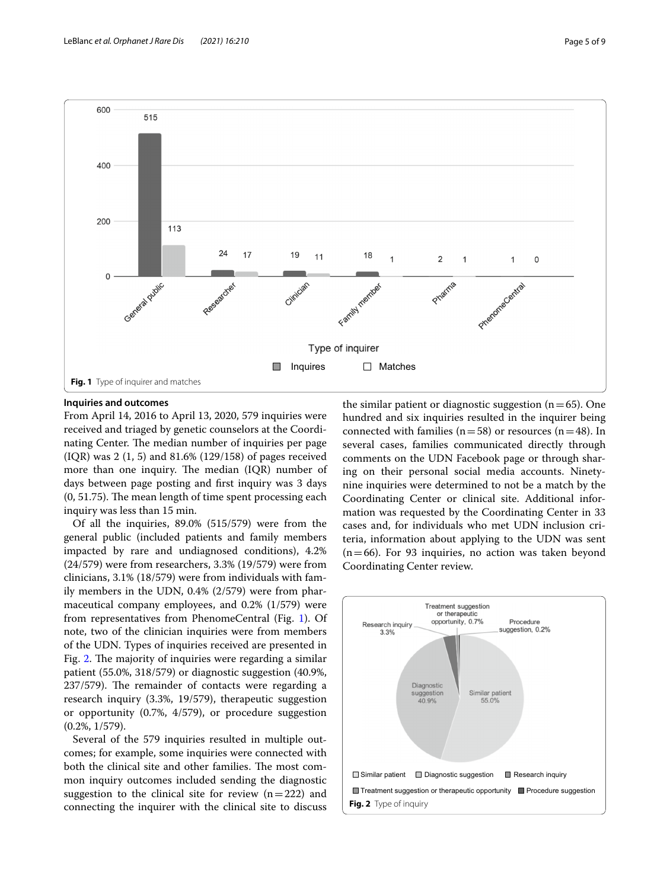Fig. 1 Type of inquirer and matches

### Inquiries and outcomes

From April 14, 2016 to April 13, 2020, 579 inquiries were received and triaged by genetic counselors at the Coordinating Center. The median number of inquiries per page (IQR) was 2 (1, 5) and 81.6% (129/158) of pages received more than one inquiry. The median (IQR) number of days between page posting and first inquiry was 3 days (0, 51.75). The mean length of time spent processing each inquiry was less than 15 min.

Of all the inquiries, 89.0% (515/579) were from the general public (included patients and family members impacted by rare and undiagnosed conditions), 4.2% (24/579) were from researchers, 3.3% (19/579) were from clinicians, 3.1% (18/579) were from individuals with family members in the UDN, 0.4% (2/579) were from pharmaceutical company employees, and 0.2% (1/579) were from representatives from PhenomeCentral (Fig. 1). Of note, two of the clinician inquiries were from members of the UDN. Types of inquiries received are presented in Fig. 2. The majority of inquiries were regarding a similar patient (55.0%, 318/579) or diagnostic suggestion (40.9%, 237/579). The remainder of contacts were regarding a research inquiry (3.3%, 19/579), therapeutic suggestion or opportunity (0.7%, 4/579), or procedure suggestion (0.2%, 1/579).

Several of the 579 inquiries resulted in multiple outcomes; for example, some inquiries were connected with both the clinical site and other families. The most common inquiry outcomes included sending the diagnostic suggestion to the clinical site for review (n = 222) and connecting the inquirer with the clinical site to discuss the similar patient or diagnostic suggestion (n = 65). One hundred and six inquiries resulted in the inquirer being connected with families (n = 58) or resources (n = 48). In several cases, families communicated directly through comments on the UDN Facebook page or through sharing on their personal social media accounts. Ninety-nine inquiries were determined to not be a match by the Coordinating Center or clinical site. Additional information was requested by the Coordinating Center in 33 cases and, for individuals who met UDN inclusion criteria, information about applying to the UDN was sent (n = 66). For 93 inquiries, no action was taken beyond Coordinating Center review.

Fig. 2 Type of inquiry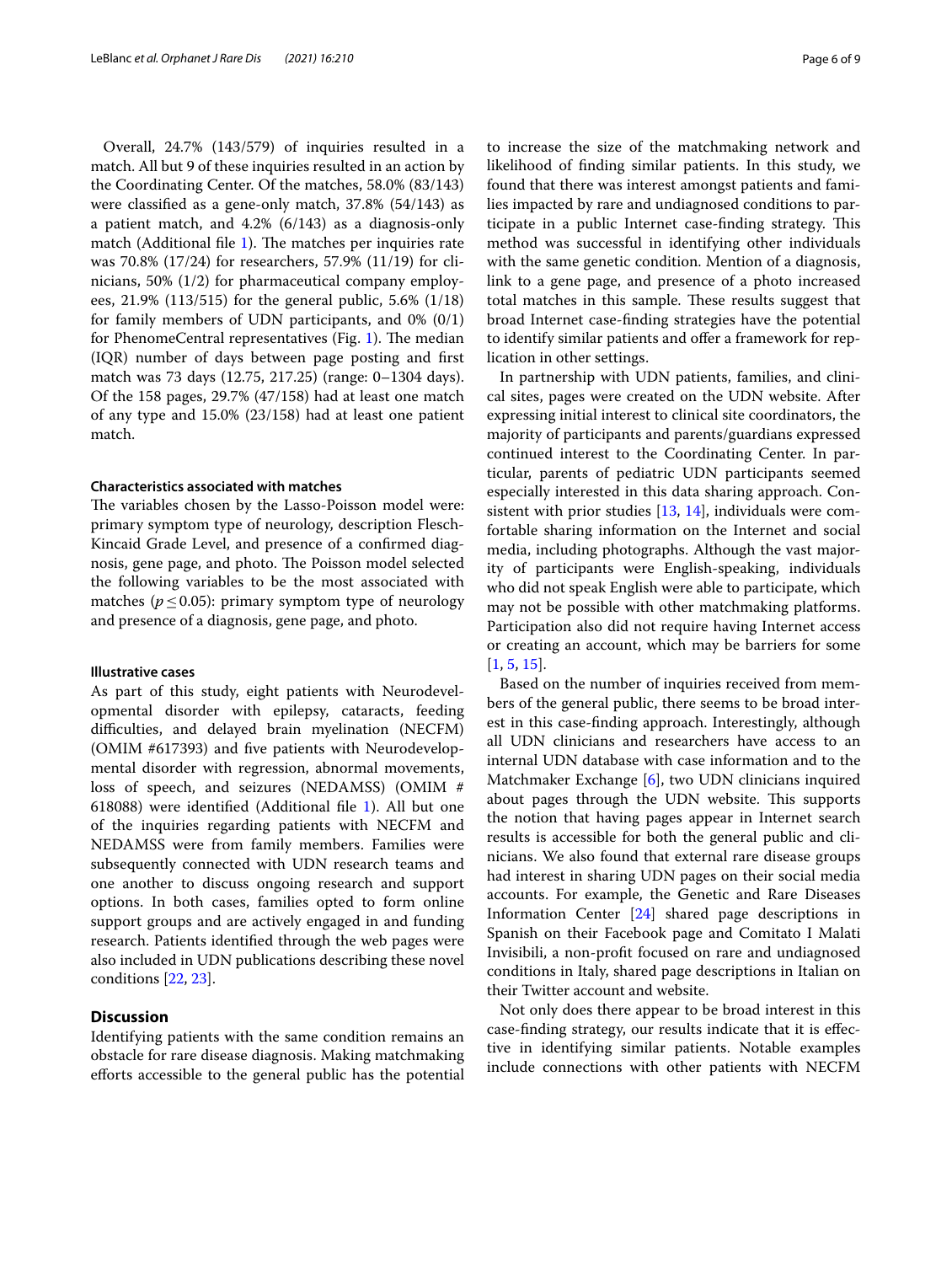Overall, 24.7% (143/579) of inquiries resulted in a match. All but 9 of these inquiries resulted in an action by the Coordinating Center. Of the matches, 58.0% (83/143) were classified as a gene-only match, 37.8% (54/143) as a patient match, and 4.2% (6/143) as a diagnosis-only match (Additional file 1). The matches per inquiries rate was 70.8% (17/24) for researchers, 57.9% (11/19) for clinicians, 50% (1/2) for pharmaceutical company employees, 21.9% (113/515) for the general public, 5.6% (1/18) for family members of UDN participants, and 0% (0/1) for PhenomeCentral representatives (Fig. 1). The median (IQR) number of days between page posting and first match was 73 days (12.75, 217.25) (range: 0–1304 days). Of the 158 pages, 29.7% (47/158) had at least one match of any type and 15.0% (23/158) had at least one patient match.

#### Characteristics associated with matches

The variables chosen by the Lasso-Poisson model were: primary symptom type of neurology, description Flesch-Kincaid Grade Level, and presence of a confirmed diagnosis, gene page, and photo. The Poisson model selected the following variables to be the most associated with matches ($p \leq 0.05$): primary symptom type of neurology and presence of a diagnosis, gene page, and photo.

#### Illustrative cases

As part of this study, eight patients with Neurodevelopmental disorder with epilepsy, cataracts, feeding difficulties, and delayed brain myelination (NECFM) (OMIM #617393) and five patients with Neurodevelopmental disorder with regression, abnormal movements, loss of speech, and seizures (NEDAMSS) (OMIM # 618088) were identified (Additional file 1). All but one of the inquiries regarding patients with NECFM and NEDAMSS were from family members. Families were subsequently connected with UDN research teams and one another to discuss ongoing research and support options. In both cases, families opted to form online support groups and are actively engaged in and funding research. Patients identified through the web pages were also included in UDN publications describing these novel conditions [22, 23].

## Discussion

Identifying patients with the same condition remains an obstacle for rare disease diagnosis. Making matchmaking efforts accessible to the general public has the potential to increase the size of the matchmaking network and likelihood of finding similar patients. In this study, we found that there was interest amongst patients and families impacted by rare and undiagnosed conditions to participate in a public Internet case-finding strategy. This method was successful in identifying other individuals with the same genetic condition. Mention of a diagnosis, link to a gene page, and presence of a photo increased total matches in this sample. These results suggest that broad Internet case-finding strategies have the potential to identify similar patients and offer a framework for replication in other settings.

In partnership with UDN patients, families, and clinical sites, pages were created on the UDN website. After expressing initial interest to clinical site coordinators, the majority of participants and parents/guardians expressed continued interest to the Coordinating Center. In particular, parents of pediatric UDN participants seemed especially interested in this data sharing approach. Consistent with prior studies [13, 14], individuals were comfortable sharing information on the Internet and social media, including photographs. Although the vast majority of participants were English-speaking, individuals who did not speak English were able to participate, which may not be possible with other matchmaking platforms. Participation also did not require having Internet access or creating an account, which may be barriers for some [1, 5, 15].

Based on the number of inquiries received from members of the general public, there seems to be broad interest in this case-finding approach. Interestingly, although all UDN clinicians and researchers have access to an internal UDN database with case information and to the Matchmaker Exchange [6], two UDN clinicians inquired about pages through the UDN website. This supports the notion that having pages appear in Internet search results is accessible for both the general public and clinicians. We also found that external rare disease groups had interest in sharing UDN pages on their social media accounts. For example, the Genetic and Rare Diseases Information Center [24] shared page descriptions in Spanish on their Facebook page and Comitato I Malati Invisibili, a non-profit focused on rare and undiagnosed conditions in Italy, shared page descriptions in Italian on their Twitter account and website.

Not only does there appear to be broad interest in this case-finding strategy, our results indicate that it is effective in identifying similar patients. Notable examples include connections with other patients with NECFM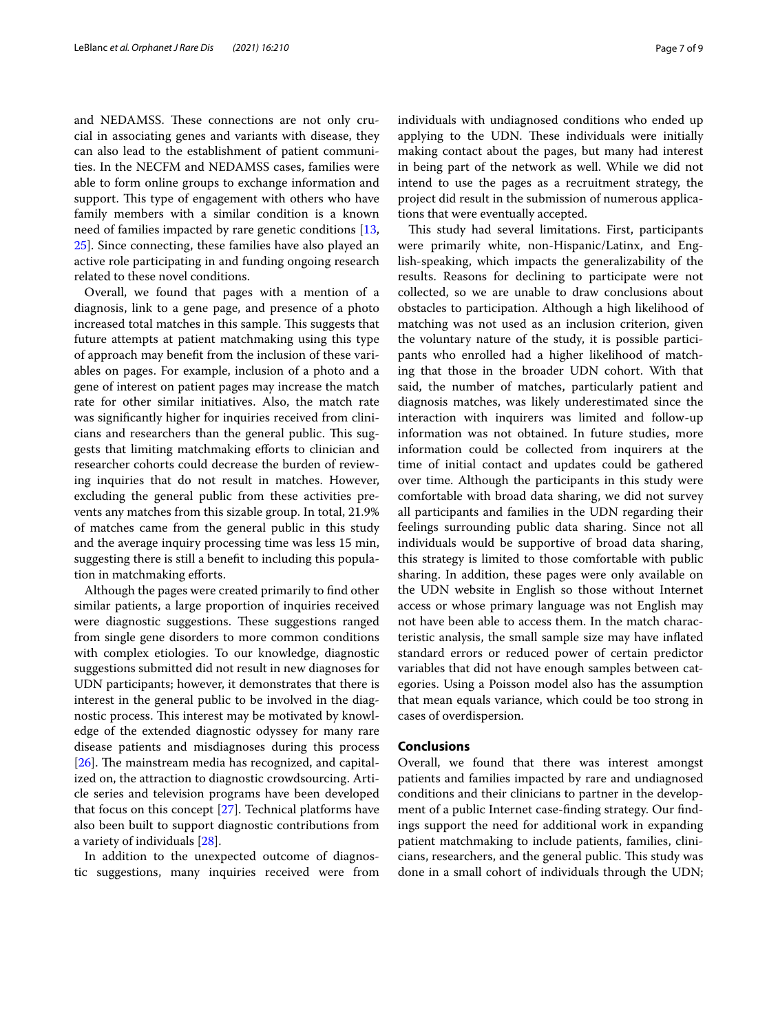and NEDAMSS. These connections are not only crucial in associating genes and variants with disease, they can also lead to the establishment of patient communities. In the NECFM and NEDAMSS cases, families were able to form online groups to exchange information and support. This type of engagement with others who have family members with a similar condition is a known need of families impacted by rare genetic conditions [13, 25]. Since connecting, these families have also played an active role participating in and funding ongoing research related to these novel conditions.

Overall, we found that pages with a mention of a diagnosis, link to a gene page, and presence of a photo increased total matches in this sample. This suggests that future attempts at patient matchmaking using this type of approach may benefit from the inclusion of these variables on pages. For example, inclusion of a photo and a gene of interest on patient pages may increase the match rate for other similar initiatives. Also, the match rate was significantly higher for inquiries received from clinicians and researchers than the general public. This suggests that limiting matchmaking efforts to clinician and researcher cohorts could decrease the burden of reviewing inquiries that do not result in matches. However, excluding the general public from these activities prevents any matches from this sizable group. In total, 21.9% of matches came from the general public in this study and the average inquiry processing time was less 15 min, suggesting there is still a benefit to including this population in matchmaking efforts.

Although the pages were created primarily to find other similar patients, a large proportion of inquiries received were diagnostic suggestions. These suggestions ranged from single gene disorders to more common conditions with complex etiologies. To our knowledge, diagnostic suggestions submitted did not result in new diagnoses for UDN participants; however, it demonstrates that there is interest in the general public to be involved in the diagnostic process. This interest may be motivated by knowledge of the extended diagnostic odyssey for many rare disease patients and misdiagnoses during this process [26]. The mainstream media has recognized, and capitalized on, the attraction to diagnostic crowdsourcing. Article series and television programs have been developed that focus on this concept [27]. Technical platforms have also been built to support diagnostic contributions from a variety of individuals [28].

In addition to the unexpected outcome of diagnostic suggestions, many inquiries received were from individuals with undiagnosed conditions who ended up applying to the UDN. These individuals were initially making contact about the pages, but many had interest in being part of the network as well. While we did not intend to use the pages as a recruitment strategy, the project did result in the submission of numerous applications that were eventually accepted.

This study had several limitations. First, participants were primarily white, non-Hispanic/Latinx, and English-speaking, which impacts the generalizability of the results. Reasons for declining to participate were not collected, so we are unable to draw conclusions about obstacles to participation. Although a high likelihood of matching was not used as an inclusion criterion, given the voluntary nature of the study, it is possible participants who enrolled had a higher likelihood of matching that those in the broader UDN cohort. With that said, the number of matches, particularly patient and diagnosis matches, was likely underestimated since the interaction with inquirers was limited and follow-up information was not obtained. In future studies, more information could be collected from inquirers at the time of initial contact and updates could be gathered over time. Although the participants in this study were comfortable with broad data sharing, we did not survey all participants and families in the UDN regarding their feelings surrounding public data sharing. Since not all individuals would be supportive of broad data sharing, this strategy is limited to those comfortable with public sharing. In addition, these pages were only available on the UDN website in English so those without Internet access or whose primary language was not English may not have been able to access them. In the match characteristic analysis, the small sample size may have inflated standard errors or reduced power of certain predictor variables that did not have enough samples between categories. Using a Poisson model also has the assumption that mean equals variance, which could be too strong in cases of overdispersion.

## Conclusions

Overall, we found that there was interest amongst patients and families impacted by rare and undiagnosed conditions and their clinicians to partner in the development of a public Internet case-finding strategy. Our findings support the need for additional work in expanding patient matchmaking to include patients, families, clinicians, researchers, and the general public. This study was done in a small cohort of individuals through the UDN;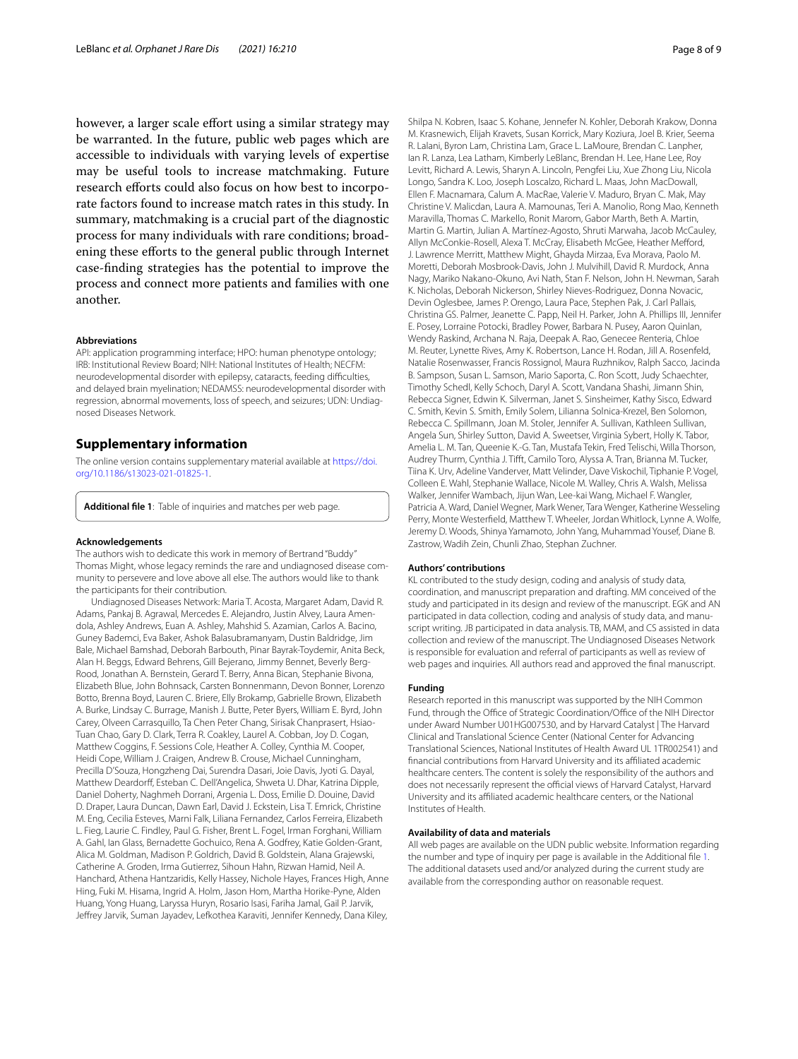however, a larger scale effort using a similar strategy may be warranted. In the future, public web pages which are accessible to individuals with varying levels of expertise may be useful tools to increase matchmaking. Future research efforts could also focus on how best to incorporate factors found to increase match rates in this study. In summary, matchmaking is a crucial part of the diagnostic process for many individuals with rare conditions; broadening these efforts to the general public through Internet case-finding strategies has the potential to improve the process and connect more patients and families with one another.

#### Abbreviations

API: application programming interface; HPO: human phenotype ontology; IRB: Institutional Review Board; NIH: National Institutes of Health; NECFM: neurodevelopmental disorder with epilepsy, cataracts, feeding difficulties, and delayed brain myelination; NEDAMSS: neurodevelopmental disorder with regression, abnormal movements, loss of speech, and seizures; UDN: Undiagnosed Diseases Network.

## Supplementary information

The online version contains supplementary material available at https://doi.org/10.1186/s13023-021-01825-1.

**Additional file 1**: Table of inquiries and matches per web page.

#### Acknowledgements

The authors wish to dedicate this work in memory of Bertrand "Buddy" Thomas Might, whose legacy reminds the rare and undiagnosed disease community to persevere and love above all else. The authors would like to thank the participants for their contribution.

Undiagnosed Diseases Network: Maria T. Acosta, Margaret Adam, David R. Adams, Pankaj B. Agrawal, Mercedes E. Alejandro, Justin Alvey, Laura Amendola, Ashley Andrews, Euan A. Ashley, Mahshid S. Azamian, Carlos A. Bacino, Guney Bademci, Eva Baker, Ashok Balasubramanyam, Dustin Baldridge, Jim Bale, Michael Bamshad, Deborah Barbouth, Pinar Bayrak-Toydemir, Anita Beck, Alan H. Beggs, Edward Behrens, Gill Bejerano, Jimmy Bennet, Beverly Berg-Rood, Jonathan A. Bernstein, Gerard T. Berry, Anna Bican, Stephanie Bivona, Elizabeth Blue, John Bohnsack, Carsten Bonnenmann, Devon Bonner, Lorenzo Botto, Brenna Boyd, Lauren C. Briere, Elly Brokamp, Gabrielle Brown, Elizabeth A. Burke, Lindsay C. Burrage, Manish J. Butte, Peter Byers, William E. Byrd, John Carey, Olveen Carrasquillo, Ta Chen Peter Chang, Sirisak Chanprasert, Hsiao-Tuan Chao, Gary D. Clark, Terra R. Coakley, Laurel A. Cobban, Joy D. Cogan, Matthew Coggins, F. Sessions Cole, Heather A. Colley, Cynthia M. Cooper, Heidi Cope, William J. Craigen, Andrew B. Crouse, Michael Cunningham, Precilla D'Souza, Hongzheng Dai, Surendra Dasari, Joie Davis, Jyoti G. Dayal, Matthew Deardorff, Esteban C. Dell'Angelica, Shweta U. Dhar, Katrina Dipple, Daniel Doherty, Naghmeh Dorrani, Argenia L. Doss, Emilie D. Douine, David D. Draper, Laura Duncan, Dawn Earl, David J. Eckstein, Lisa T. Emrick, Christine M. Eng, Cecilia Esteves, Marni Falk, Liliana Fernandez, Carlos Ferreira, Elizabeth L. Fieg, Laurie C. Findley, Paul G. Fisher, Brent L. Fogel, Irman Forghani, William A. Gahl, Ian Glass, Bernadette Gochuico, Rena A. Godfrey, Katie Golden-Grant, Alica M. Goldman, Madison P. Goldrich, David B. Goldstein, Alana Grajewski, Catherine A. Groden, Irma Gutierrez, Sihoun Hahn, Rizwan Hamid, Neil A. Hanchard, Athena Hantzaridis, Kelly Hassey, Nichole Hayes, Frances High, Anne Hing, Fuki M. Hisama, Ingrid A. Holm, Jason Hom, Martha Horike-Pyne, Alden Huang, Yong Huang, Laryssa Huryn, Rosario Isasi, Fariha Jamal, Gail P. Jarvik, Jeffrey Jarvik, Suman Jayadev, Lefkothea Karaviti, Jennifer Kennedy, Dana Kiley, Shilpa N. Kobren, Isaac S. Kohane, Jennefer N. Kohler, Deborah Krakow, Donna M. Krasnewich, Elijah Kravets, Susan Korrick, Mary Koziura, Joel B. Krier, Seema R. Lalani, Byron Lam, Christina Lam, Grace L. LaMoure, Brendan C. Lanpher, Ian R. Lanza, Lea Latham, Kimberly LeBlanc, Brendan H. Lee, Hane Lee, Roy Levitt, Richard A. Lewis, Sharyn A. Lincoln, Pengfei Liu, Xue Zhong Liu, Nicola Longo, Sandra K. Loo, Joseph Loscalzo, Richard L. Maas, John MacDowall, Ellen F. Macnamara, Calum A. MacRae, Valerie V. Maduro, Bryan C. Mak, May Christine V. Malicdan, Laura A. Mamounas, Teri A. Manolio, Rong Mao, Kenneth Maravilla, Thomas C. Markello, Ronit Marom, Gabor Marth, Beth A. Martin, Martin G. Martin, Julian A. Martínez-Agosto, Shruti Marwaha, Jacob McCauley, Allyn McConkie-Rosell, Alexa T. McCray, Elisabeth McGee, Heather Mefford, J. Lawrence Merritt, Matthew Might, Ghayda Mirzaa, Eva Morava, Paolo M. Moretti, Deborah Mosbrook-Davis, John J. Mulvihill, David R. Murdock, Anna Nagy, Mariko Nakano-Okuno, Avi Nath, Stan F. Nelson, John H. Newman, Sarah K. Nicholas, Deborah Nickerson, Shirley Nieves-Rodriguez, Donna Novacic, Devin Oglesbee, James P. Orengo, Laura Pace, Stephen Pak, J. Carl Pallais, Christina GS. Palmer, Jeanette C. Papp, Neil H. Parker, John A. Phillips III, Jennifer E. Posey, Lorraine Potocki, Bradley Power, Barbara N. Pusey, Aaron Quinlan, Wendy Raskind, Archana N. Raja, Deepak A. Rao, Genecee Renteria, Chloe M. Reuter, Lynette Rives, Amy K. Robertson, Lance H. Rodan, Jill A. Rosenfeld, Natalie Rosenwasser, Francis Rossignol, Maura Ruzhnikov, Ralph Sacco, Jacinda B. Sampson, Susan L. Samson, Mario Saporta, C. Ron Scott, Judy Schaechter, Timothy Schedl, Kelly Schoch, Daryl A. Scott, Vandana Shashi, Jimann Shin, Rebecca Signer, Edwin K. Silverman, Janet S. Sinsheimer, Kathy Sisco, Edward C. Smith, Kevin S. Smith, Emily Solem, Lilianna Solnica-Krezel, Ben Solomon, Rebecca C. Spillmann, Joan M. Stoler, Jennifer A. Sullivan, Kathleen Sullivan, Angela Sun, Shirley Sutton, David A. Sweetser, Virginia Sybert, Holly K. Tabor, Amelia L. M. Tan, Queenie K.-G. Tan, Mustafa Tekin, Fred Telischi, Willa Thorson, Audrey Thurm, Cynthia J. Tifft, Camilo Toro, Alyssa A. Tran, Brianna M. Tucker, Tiina K. Urv, Adeline Vanderver, Matt Velinder, Dave Viskochil, Tiphanie P. Vogel, Colleen E. Wahl, Stephanie Wallace, Nicole M. Walley, Chris A. Walsh, Melissa Walker, Jennifer Wambach, Jijun Wan, Lee-kai Wang, Michael F. Wangler, Patricia A. Ward, Daniel Wegner, Mark Wener, Tara Wenger, Katherine Wesseling Perry, Monte Westerfield, Matthew T. Wheeler, Jordan Whitlock, Lynne A. Wolfe, Jeremy D. Woods, Shinya Yamamoto, John Yang, Muhammad Yousef, Diane B. Zastrow, Wadih Zein, Chunli Zhao, Stephan Zuchner.

#### Authors' contributions

KL contributed to the study design, coding and analysis of study data, coordination, and manuscript preparation and drafting. MM conceived of the study and participated in its design and review of the manuscript. EGK and AN participated in data collection, coding and analysis of study data, and manuscript writing. JB participated in data analysis. TB, MAM, and CS assisted in data collection and review of the manuscript. The Undiagnosed Diseases Network is responsible for evaluation and referral of participants as well as review of web pages and inquiries. All authors read and approved the final manuscript.

#### Funding

Research reported in this manuscript was supported by the NIH Common Fund, through the Office of Strategic Coordination/Office of the NIH Director under Award Number U01HG007530, and by Harvard Catalyst | The Harvard Clinical and Translational Science Center (National Center for Advancing Translational Sciences, National Institutes of Health Award UL 1TR002541) and financial contributions from Harvard University and its affiliated academic healthcare centers. The content is solely the responsibility of the authors and does not necessarily represent the official views of Harvard Catalyst, Harvard University and its affiliated academic healthcare centers, or the National Institutes of Health.

#### Availability of data and materials

All web pages are available on the UDN public website. Information regarding the number and type of inquiry per page is available in the Additional file 1. The additional datasets used and/or analyzed during the current study are available from the corresponding author on reasonable request.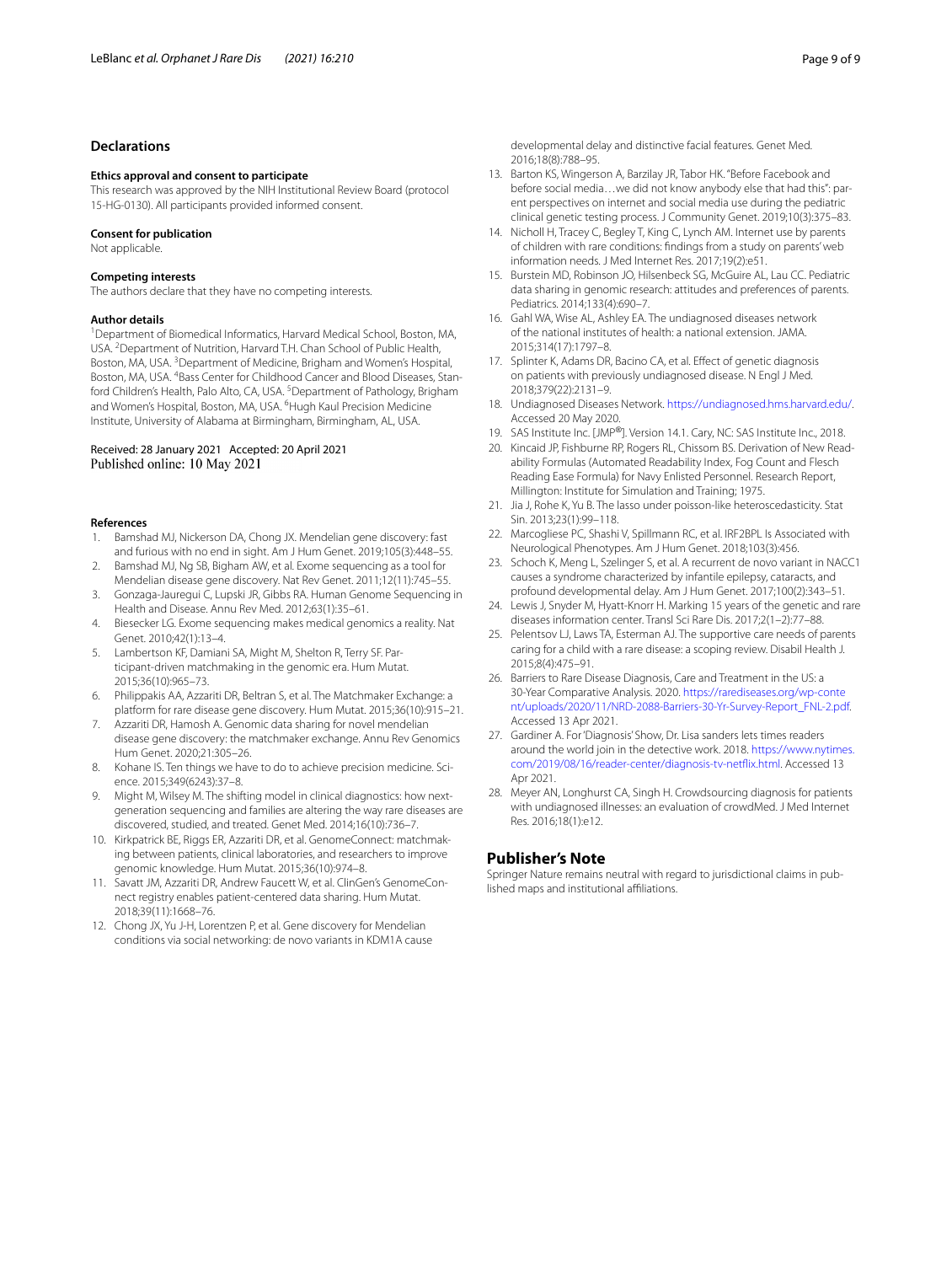## Declarations

### Ethics approval and consent to participate

This research was approved by the NIH Institutional Review Board (protocol 15-HG-0130). All participants provided informed consent.

### Consent for publication

Not applicable.

### Competing interests

The authors declare that they have no competing interests.

### Author details

[1]Department of Biomedical Informatics, Harvard Medical School, Boston, MA, USA. [2]Department of Nutrition, Harvard T.H. Chan School of Public Health, Boston, MA, USA. [3]Department of Medicine, Brigham and Women's Hospital, Boston, MA, USA. [4]Bass Center for Childhood Cancer and Blood Diseases, Stanford Children's Health, Palo Alto, CA, USA. [5]Department of Pathology, Brigham and Women's Hospital, Boston, MA, USA. [6]Hugh Kaul Precision Medicine Institute, University of Alabama at Birmingham, Birmingham, AL, USA.

Received: 28 January 2021 Accepted: 20 April 2021
Published online: 10 May 2021

### References

1. Bamshad MJ, Nickerson DA, Chong JX. Mendelian gene discovery: fast and furious with no end in sight. Am J Hum Genet. 2019;105(3):448–55.
2. Bamshad MJ, Ng SB, Bigham AW, et al. Exome sequencing as a tool for Mendelian disease gene discovery. Nat Rev Genet. 2011;12(11):745–55.
3. Gonzaga-Jauregui C, Lupski JR, Gibbs RA. Human Genome Sequencing in Health and Disease. Annu Rev Med. 2012;63(1):35–61.
4. Biesecker LG. Exome sequencing makes medical genomics a reality. Nat Genet. 2010;42(1):13–4.
5. Lambertson KF, Damiani SA, Might M, Shelton R, Terry SF. Participant-driven matchmaking in the genomic era. Hum Mutat. 2015;36(10):965–73.
6. Philippakis AA, Azzariti DR, Beltran S, et al. The Matchmaker Exchange: a platform for rare disease gene discovery. Hum Mutat. 2015;36(10):915–21.
7. Azzariti DR, Hamosh A. Genomic data sharing for novel mendelian disease gene discovery: the matchmaker exchange. Annu Rev Genomics Hum Genet. 2020;21:305–26.
8. Kohane IS. Ten things we have to do to achieve precision medicine. Science. 2015;349(6243):37–8.
9. Might M, Wilsey M. The shifting model in clinical diagnostics: how next-generation sequencing and families are altering the way rare diseases are discovered, studied, and treated. Genet Med. 2014;16(10):736–7.
10. Kirkpatrick BE, Riggs ER, Azzariti DR, et al. GenomeConnect: matchmaking between patients, clinical laboratories, and researchers to improve genomic knowledge. Hum Mutat. 2015;36(10):974–8.
11. Savatt JM, Azzariti DR, Andrew Faucett W, et al. ClinGen's GenomeConnect registry enables patient-centered data sharing. Hum Mutat. 2018;39(11):1668–76.
12. Chong JX, Yu J-H, Lorentzen P, et al. Gene discovery for Mendelian conditions via social networking: de novo variants in KDM1A cause developmental delay and distinctive facial features. Genet Med. 2016;18(8):788–95.
13. Barton KS, Wingerson A, Barzilay JR, Tabor HK. "Before Facebook and before social media…we did not know anybody else that had this": parent perspectives on internet and social media use during the pediatric clinical genetic testing process. J Community Genet. 2019;10(3):375–83.
14. Nicholl H, Tracey C, Begley T, King C, Lynch AM. Internet use by parents of children with rare conditions: findings from a study on parents' web information needs. J Med Internet Res. 2017;19(2):e51.
15. Burstein MD, Robinson JO, Hilsenbeck SG, McGuire AL, Lau CC. Pediatric data sharing in genomic research: attitudes and preferences of parents. Pediatrics. 2014;133(4):690–7.
16. Gahl WA, Wise AL, Ashley EA. The undiagnosed diseases network of the national institutes of health: a national extension. JAMA. 2015;314(17):1797–8.
17. Splinter K, Adams DR, Bacino CA, et al. Effect of genetic diagnosis on patients with previously undiagnosed disease. N Engl J Med. 2018;379(22):2131–9.
18. Undiagnosed Diseases Network. https://undiagnosed.hms.harvard.edu/. Accessed 20 May 2020.
19. SAS Institute Inc. [JMP®]. Version 14.1. Cary, NC: SAS Institute Inc., 2018.
20. Kincaid JP, Fishburne RP, Rogers RL, Chissom BS. Derivation of New Readability Formulas (Automated Readability Index, Fog Count and Flesch Reading Ease Formula) for Navy Enlisted Personnel. Research Report, Millington: Institute for Simulation and Training; 1975.
21. Jia J, Rohe K, Yu B. The lasso under poisson-like heteroscedasticity. Stat Sin. 2013;23(1):99–118.
22. Marcogliese PC, Shashi V, Spillmann RC, et al. IRF2BPL Is Associated with Neurological Phenotypes. Am J Hum Genet. 2018;103(3):456.
23. Schoch K, Meng L, Szelinger S, et al. A recurrent de novo variant in NACC1 causes a syndrome characterized by infantile epilepsy, cataracts, and profound developmental delay. Am J Hum Genet. 2017;100(2):343–51.
24. Lewis J, Snyder M, Hyatt-Knorr H. Marking 15 years of the genetic and rare diseases information center. Transl Sci Rare Dis. 2017;2(1–2):77–88.
25. Pelentsov LJ, Laws TA, Esterman AJ. The supportive care needs of parents caring for a child with a rare disease: a scoping review. Disabil Health J. 2015;8(4):475–91.
26. Barriers to Rare Disease Diagnosis, Care and Treatment in the US: a 30-Year Comparative Analysis. 2020. https://rarediseases.org/wp-content/uploads/2020/11/NRD-2088-Barriers-30-Yr-Survey-Report_FNL-2.pdf. Accessed 13 Apr 2021.
27. Gardiner A. For 'Diagnosis' Show, Dr. Lisa sanders lets times readers around the world join in the detective work. 2018. https://www.nytimes.com/2019/08/16/reader-center/diagnosis-tv-netflix.html. Accessed 13 Apr 2021.
28. Meyer AN, Longhurst CA, Singh H. Crowdsourcing diagnosis for patients with undiagnosed illnesses: an evaluation of crowdMed. J Med Internet Res. 2016;18(1):e12.

## Publisher's Note

Springer Nature remains neutral with regard to jurisdictional claims in published maps and institutional affiliations.